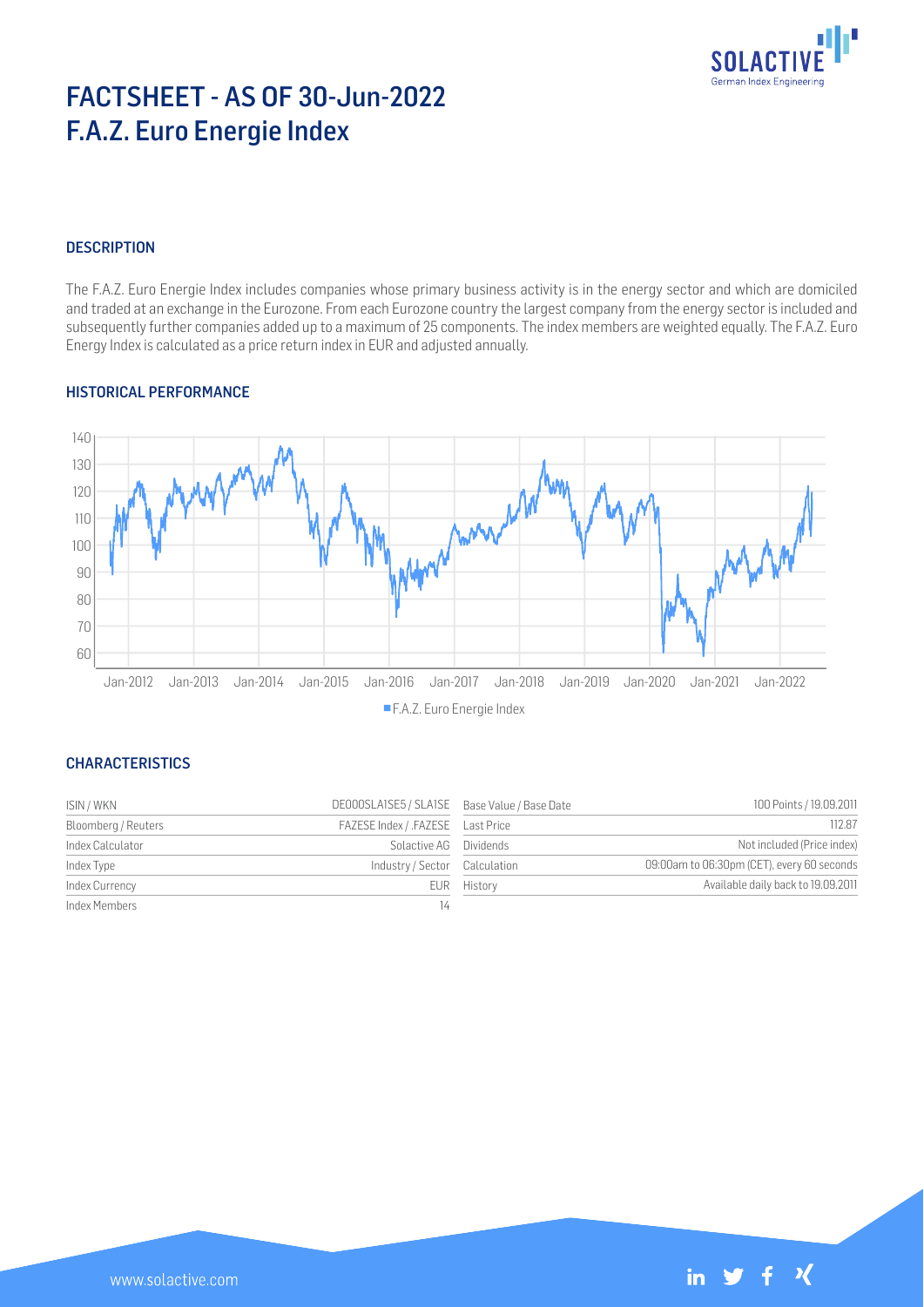# FACTSHEET - AS OF 30-Jun-2022
# F.A.Z. Euro Energie Index

## DESCRIPTION

The F.A.Z. Euro Energie Index includes companies whose primary business activity is in the energy sector and which are domiciled and traded at an exchange in the Eurozone. From each Eurozone country the largest company from the energy sector is included and subsequently further companies added up to a maximum of 25 components. The index members are weighted equally. The F.A.Z. Euro Energy Index is calculated as a price return index in EUR and adjusted annually.

## HISTORICAL PERFORMANCE

F.A.Z. Euro Energie Index

## CHARACTERISTICS

| | | | |
|---|---|---|---|
| ISIN / WKN | DE000SLA1SE5 / SLA1SE | Base Value / Base Date | 100 Points / 19.09.2011 |
| Bloomberg / Reuters | FAZESE Index / .FAZESE | Last Price | 112.87 |
| Index Calculator | Solactive AG | Dividends | Not included (Price index) |
| Index Type | Industry / Sector | Calculation | 09:00am to 06:30pm (CET), every 60 seconds |
| Index Currency | EUR | History | Available daily back to 19.09.2011 |
| Index Members | 14 | | |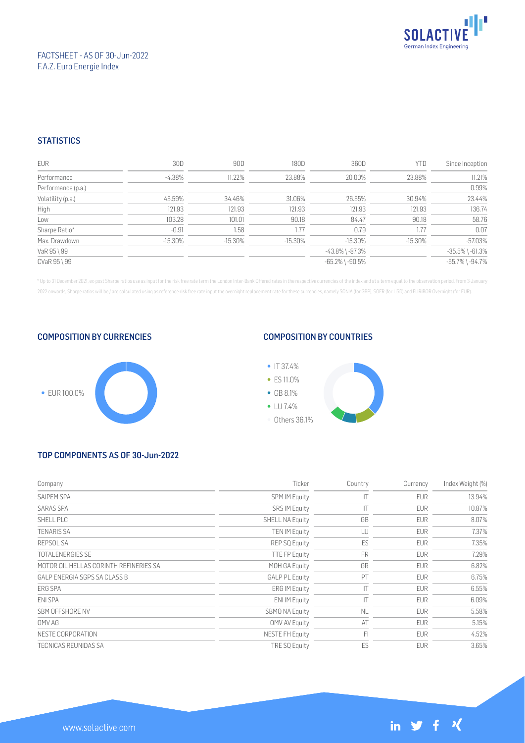FACTSHEET - AS OF 30-Jun-2022
F.A.Z. Euro Energie Index

## STATISTICS

| EUR | 30D | 90D | 180D | 360D | YTD | Since Inception |
|---|---|---|---|---|---|---|
| Performance | -4.38% | 11.22% | 23.88% | 20.00% | 23.88% | 11.21% |
| Performance (p.a.) | | | | | | 0.99% |
| Volatility (p.a.) | 45.59% | 34.46% | 31.06% | 26.55% | 30.94% | 23.44% |
| High | 121.93 | 121.93 | 121.93 | 121.93 | 121.93 | 136.74 |
| Low | 103.28 | 101.01 | 90.18 | 84.47 | 90.18 | 58.76 |
| Sharpe Ratio* | -0.91 | 1.58 | 1.77 | 0.79 | 1.77 | 0.07 |
| Max. Drawdown | -15.30% | -15.30% | -15.30% | -15.30% | -15.30% | -57.03% |
| VaR 95 \ 99 | | | | -43.8% \ -87.3% | | -35.5% \ -61.3% |
| CVaR 95 \ 99 | | | | -65.2% \ -90.5% | | -55.7% \ -94.7% |

\* Up to 31 December 2021, ex-post Sharpe ratios use as input for the risk free rate term the London Inter-Bank Offered rates in the respective currencies of the index and at a term equal to the observation period. From 3 January 2022 onwards, Sharpe ratios will be / are calculated using as reference risk free rate input the overnight replacement rate for these currencies, namely SONIA (for GBP), SOFR (for USD) and EURIBOR Overnight (for EUR).

## COMPOSITION BY CURRENCIES

- EUR 100.0%

## COMPOSITION BY COUNTRIES

- IT 37.4%
- ES 11.0%
- GB 8.1%
- LU 7.4%
- Others 36.1%

## TOP COMPONENTS AS OF 30-Jun-2022

| Company | Ticker | Country | Currency | Index Weight (%) |
|---|---|---|---|---|
| SAIPEM SPA | SPM IM Equity | IT | EUR | 13.94% |
| SARAS SPA | SRS IM Equity | IT | EUR | 10.87% |
| SHELL PLC | SHELL NA Equity | GB | EUR | 8.07% |
| TENARIS SA | TEN IM Equity | LU | EUR | 7.37% |
| REPSOL SA | REP SQ Equity | ES | EUR | 7.35% |
| TOTALENERGIES SE | TTE FP Equity | FR | EUR | 7.29% |
| MOTOR OIL HELLAS CORINTH REFINERIES SA | MOH GA Equity | GR | EUR | 6.82% |
| GALP ENERGIA SGPS SA CLASS B | GALP PL Equity | PT | EUR | 6.75% |
| ERG SPA | ERG IM Equity | IT | EUR | 6.55% |
| ENI SPA | ENI IM Equity | IT | EUR | 6.09% |
| SBM OFFSHORE NV | SBMO NA Equity | NL | EUR | 5.58% |
| OMV AG | OMV AV Equity | AT | EUR | 5.15% |
| NESTE CORPORATION | NESTE FH Equity | FI | EUR | 4.52% |
| TECNICAS REUNIDAS SA | TRE SQ Equity | ES | EUR | 3.65% |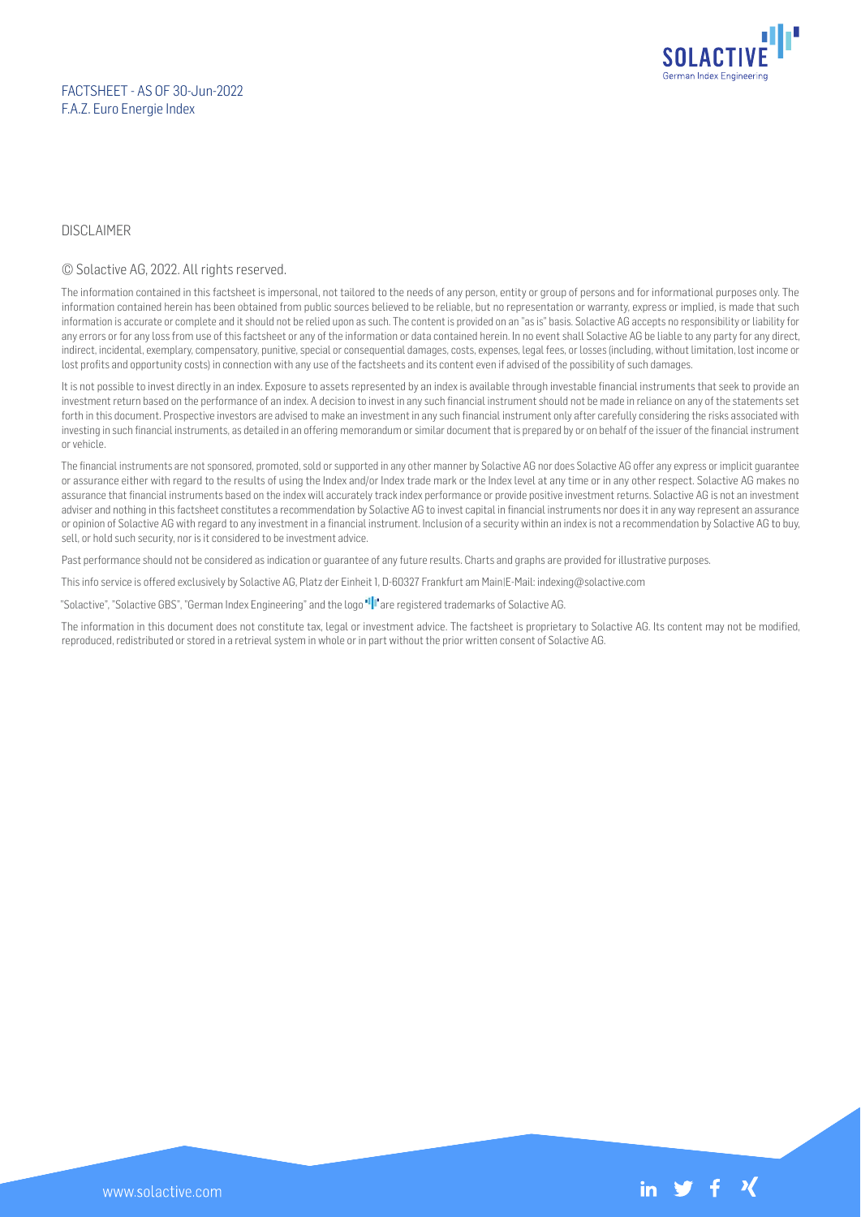FACTSHEET - AS OF 30-Jun-2022
F.A.Z. Euro Energie Index

## DISCLAIMER

© Solactive AG, 2022. All rights reserved.

The information contained in this factsheet is impersonal, not tailored to the needs of any person, entity or group of persons and for informational purposes only. The information contained herein has been obtained from public sources believed to be reliable, but no representation or warranty, express or implied, is made that such information is accurate or complete and it should not be relied upon as such. The content is provided on an "as is" basis. Solactive AG accepts no responsibility or liability for any errors or for any loss from use of this factsheet or any of the information or data contained herein. In no event shall Solactive AG be liable to any party for any direct, indirect, incidental, exemplary, compensatory, punitive, special or consequential damages, costs, expenses, legal fees, or losses (including, without limitation, lost income or lost profits and opportunity costs) in connection with any use of the factsheets and its content even if advised of the possibility of such damages.

It is not possible to invest directly in an index. Exposure to assets represented by an index is available through investable financial instruments that seek to provide an investment return based on the performance of an index. A decision to invest in any such financial instrument should not be made in reliance on any of the statements set forth in this document. Prospective investors are advised to make an investment in any such financial instrument only after carefully considering the risks associated with investing in such financial instruments, as detailed in an offering memorandum or similar document that is prepared by or on behalf of the issuer of the financial instrument or vehicle.

The financial instruments are not sponsored, promoted, sold or supported in any other manner by Solactive AG nor does Solactive AG offer any express or implicit guarantee or assurance either with regard to the results of using the Index and/or Index trade mark or the Index level at any time or in any other respect. Solactive AG makes no assurance that financial instruments based on the index will accurately track index performance or provide positive investment returns. Solactive AG is not an investment adviser and nothing in this factsheet constitutes a recommendation by Solactive AG to invest capital in financial instruments nor does it in any way represent an assurance or opinion of Solactive AG with regard to any investment in a financial instrument. Inclusion of a security within an index is not a recommendation by Solactive AG to buy, sell, or hold such security, nor is it considered to be investment advice.

Past performance should not be considered as indication or guarantee of any future results. Charts and graphs are provided for illustrative purposes.

This info service is offered exclusively by Solactive AG, Platz der Einheit 1, D-60327 Frankfurt am Main|E-Mail: indexing@solactive.com

"Solactive", "Solactive GBS", "German Index Engineering" and the logo are registered trademarks of Solactive AG.

The information in this document does not constitute tax, legal or investment advice. The factsheet is proprietary to Solactive AG. Its content may not be modified, reproduced, redistributed or stored in a retrieval system in whole or in part without the prior written consent of Solactive AG.

www.solactive.com